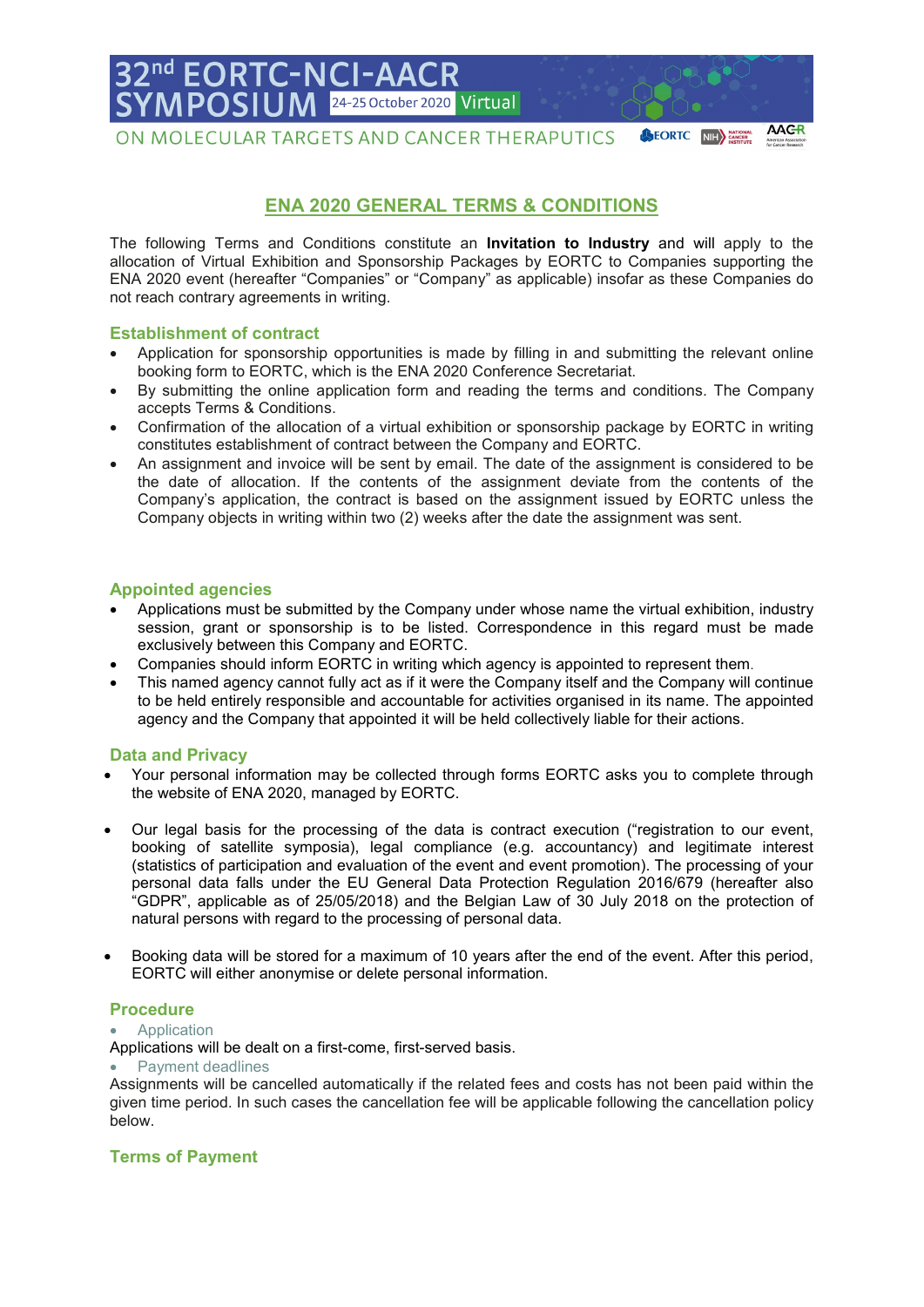# ENA 2020 GENERAL TERMS & CONDITIONS

The following Terms and Conditions constitute an **Invitation to Industry** and will apply to the allocation of Virtual Exhibition and Sponsorship Packages by EORTC to Companies supporting the ENA 2020 event (hereafter "Companies" or "Company" as applicable) insofar as these Companies do not reach contrary agreements in writing.

## Establishment of contract

- Application for sponsorship opportunities is made by filling in and submitting the relevant online booking form to EORTC, which is the ENA 2020 Conference Secretariat.
- By submitting the online application form and reading the terms and conditions. The Company accepts Terms & Conditions.
- Confirmation of the allocation of a virtual exhibition or sponsorship package by EORTC in writing constitutes establishment of contract between the Company and EORTC.
- An assignment and invoice will be sent by email. The date of the assignment is considered to be the date of allocation. If the contents of the assignment deviate from the contents of the Company's application, the contract is based on the assignment issued by EORTC unless the Company objects in writing within two (2) weeks after the date the assignment was sent.

## Appointed agencies

- Applications must be submitted by the Company under whose name the virtual exhibition, industry session, grant or sponsorship is to be listed. Correspondence in this regard must be made exclusively between this Company and EORTC.
- Companies should inform EORTC in writing which agency is appointed to represent them.
- This named agency cannot fully act as if it were the Company itself and the Company will continue to be held entirely responsible and accountable for activities organised in its name. The appointed agency and the Company that appointed it will be held collectively liable for their actions.

## Data and Privacy

- Your personal information may be collected through forms EORTC asks you to complete through the website of ENA 2020, managed by EORTC.
- Our legal basis for the processing of the data is contract execution ("registration to our event, booking of satellite symposia), legal compliance (e.g. accountancy) and legitimate interest (statistics of participation and evaluation of the event and event promotion). The processing of your personal data falls under the EU General Data Protection Regulation 2016/679 (hereafter also "GDPR", applicable as of 25/05/2018) and the Belgian Law of 30 July 2018 on the protection of natural persons with regard to the processing of personal data.
- Booking data will be stored for a maximum of 10 years after the end of the event. After this period, EORTC will either anonymise or delete personal information.

## Procedure

- Application

Applications will be dealt on a first-come, first-served basis.

- Payment deadlines

Assignments will be cancelled automatically if the related fees and costs has not been paid within the given time period. In such cases the cancellation fee will be applicable following the cancellation policy below.

## Terms of Payment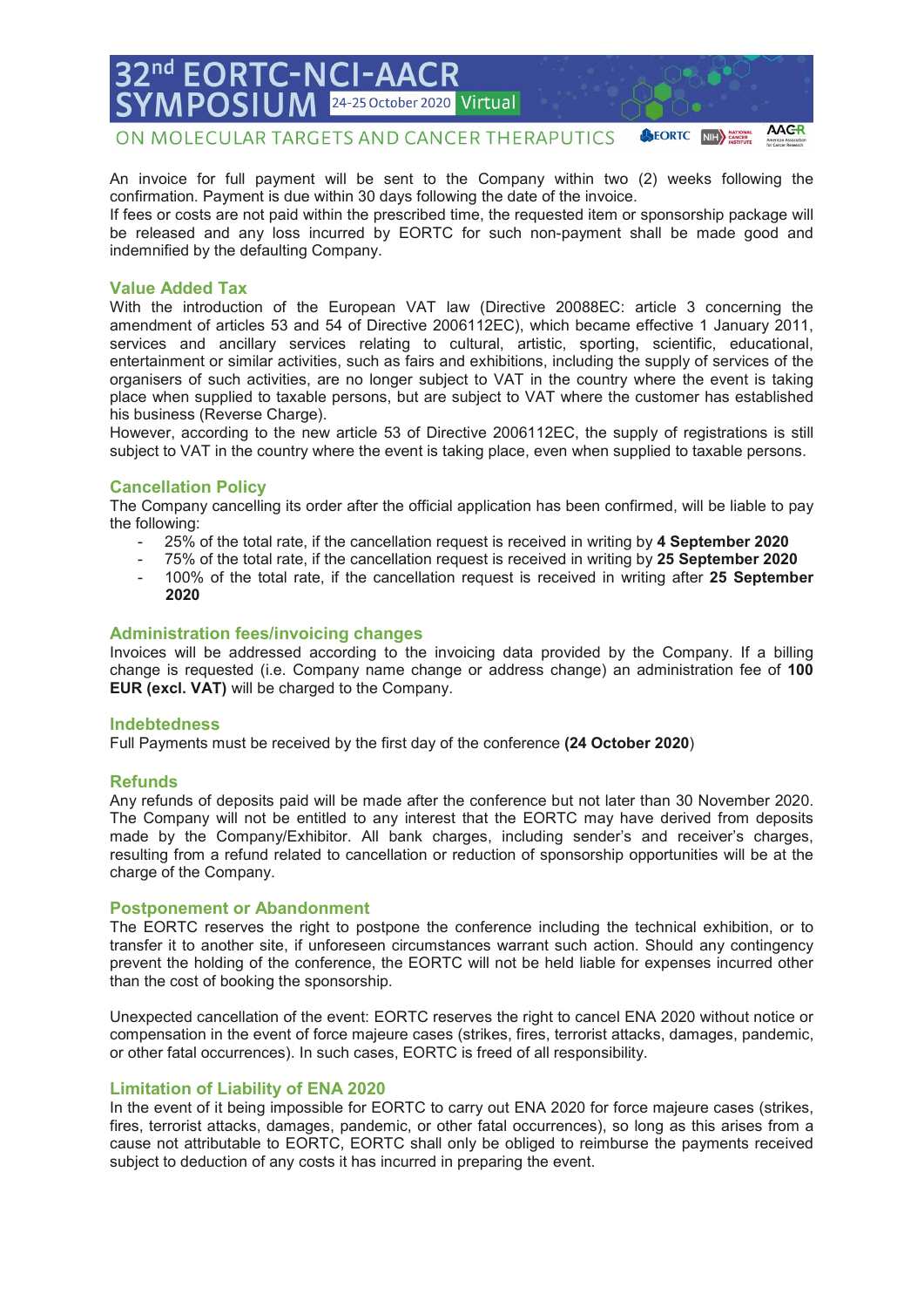An invoice for full payment will be sent to the Company within two (2) weeks following the confirmation. Payment is due within 30 days following the date of the invoice.
If fees or costs are not paid within the prescribed time, the requested item or sponsorship package will be released and any loss incurred by EORTC for such non-payment shall be made good and indemnified by the defaulting Company.

## Value Added Tax

With the introduction of the European VAT law (Directive 20088EC: article 3 concerning the amendment of articles 53 and 54 of Directive 2006112EC), which became effective 1 January 2011, services and ancillary services relating to cultural, artistic, sporting, scientific, educational, entertainment or similar activities, such as fairs and exhibitions, including the supply of services of the organisers of such activities, are no longer subject to VAT in the country where the event is taking place when supplied to taxable persons, but are subject to VAT where the customer has established his business (Reverse Charge).
However, according to the new article 53 of Directive 2006112EC, the supply of registrations is still subject to VAT in the country where the event is taking place, even when supplied to taxable persons.

## Cancellation Policy

The Company cancelling its order after the official application has been confirmed, will be liable to pay the following:

- 25% of the total rate, if the cancellation request is received in writing by **4 September 2020**
- 75% of the total rate, if the cancellation request is received in writing by **25 September 2020**
- 100% of the total rate, if the cancellation request is received in writing after **25 September 2020**

## Administration fees/invoicing changes

Invoices will be addressed according to the invoicing data provided by the Company. If a billing change is requested (i.e. Company name change or address change) an administration fee of **100 EUR (excl. VAT)** will be charged to the Company.

## Indebtedness

Full Payments must be received by the first day of the conference **(24 October 2020**)

## Refunds

Any refunds of deposits paid will be made after the conference but not later than 30 November 2020. The Company will not be entitled to any interest that the EORTC may have derived from deposits made by the Company/Exhibitor. All bank charges, including sender's and receiver's charges, resulting from a refund related to cancellation or reduction of sponsorship opportunities will be at the charge of the Company.

## Postponement or Abandonment

The EORTC reserves the right to postpone the conference including the technical exhibition, or to transfer it to another site, if unforeseen circumstances warrant such action. Should any contingency prevent the holding of the conference, the EORTC will not be held liable for expenses incurred other than the cost of booking the sponsorship.

Unexpected cancellation of the event: EORTC reserves the right to cancel ENA 2020 without notice or compensation in the event of force majeure cases (strikes, fires, terrorist attacks, damages, pandemic, or other fatal occurrences). In such cases, EORTC is freed of all responsibility.

## Limitation of Liability of ENA 2020

In the event of it being impossible for EORTC to carry out ENA 2020 for force majeure cases (strikes, fires, terrorist attacks, damages, pandemic, or other fatal occurrences), so long as this arises from a cause not attributable to EORTC, EORTC shall only be obliged to reimburse the payments received subject to deduction of any costs it has incurred in preparing the event.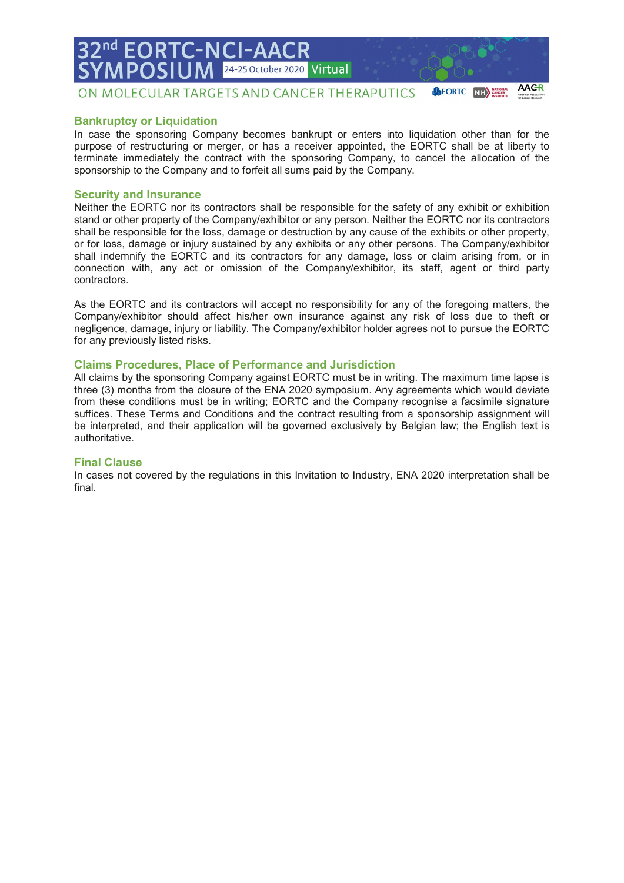## Bankruptcy or Liquidation

In case the sponsoring Company becomes bankrupt or enters into liquidation other than for the purpose of restructuring or merger, or has a receiver appointed, the EORTC shall be at liberty to terminate immediately the contract with the sponsoring Company, to cancel the allocation of the sponsorship to the Company and to forfeit all sums paid by the Company.

## Security and Insurance

Neither the EORTC nor its contractors shall be responsible for the safety of any exhibit or exhibition stand or other property of the Company/exhibitor or any person. Neither the EORTC nor its contractors shall be responsible for the loss, damage or destruction by any cause of the exhibits or other property, or for loss, damage or injury sustained by any exhibits or any other persons. The Company/exhibitor shall indemnify the EORTC and its contractors for any damage, loss or claim arising from, or in connection with, any act or omission of the Company/exhibitor, its staff, agent or third party contractors.

As the EORTC and its contractors will accept no responsibility for any of the foregoing matters, the Company/exhibitor should affect his/her own insurance against any risk of loss due to theft or negligence, damage, injury or liability. The Company/exhibitor holder agrees not to pursue the EORTC for any previously listed risks.

## Claims Procedures, Place of Performance and Jurisdiction

All claims by the sponsoring Company against EORTC must be in writing. The maximum time lapse is three (3) months from the closure of the ENA 2020 symposium. Any agreements which would deviate from these conditions must be in writing; EORTC and the Company recognise a facsimile signature suffices. These Terms and Conditions and the contract resulting from a sponsorship assignment will be interpreted, and their application will be governed exclusively by Belgian law; the English text is authoritative.

## Final Clause

In cases not covered by the regulations in this Invitation to Industry, ENA 2020 interpretation shall be final.